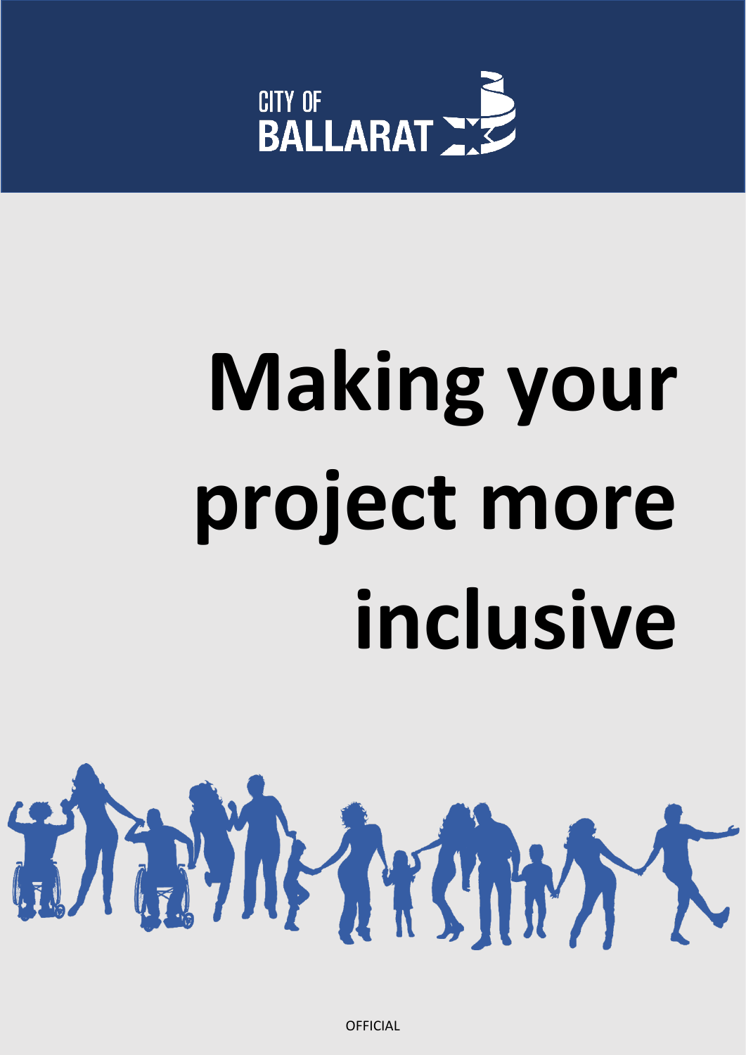CITY OF BALLARAT

# Making your project more inclusive

OFFICIAL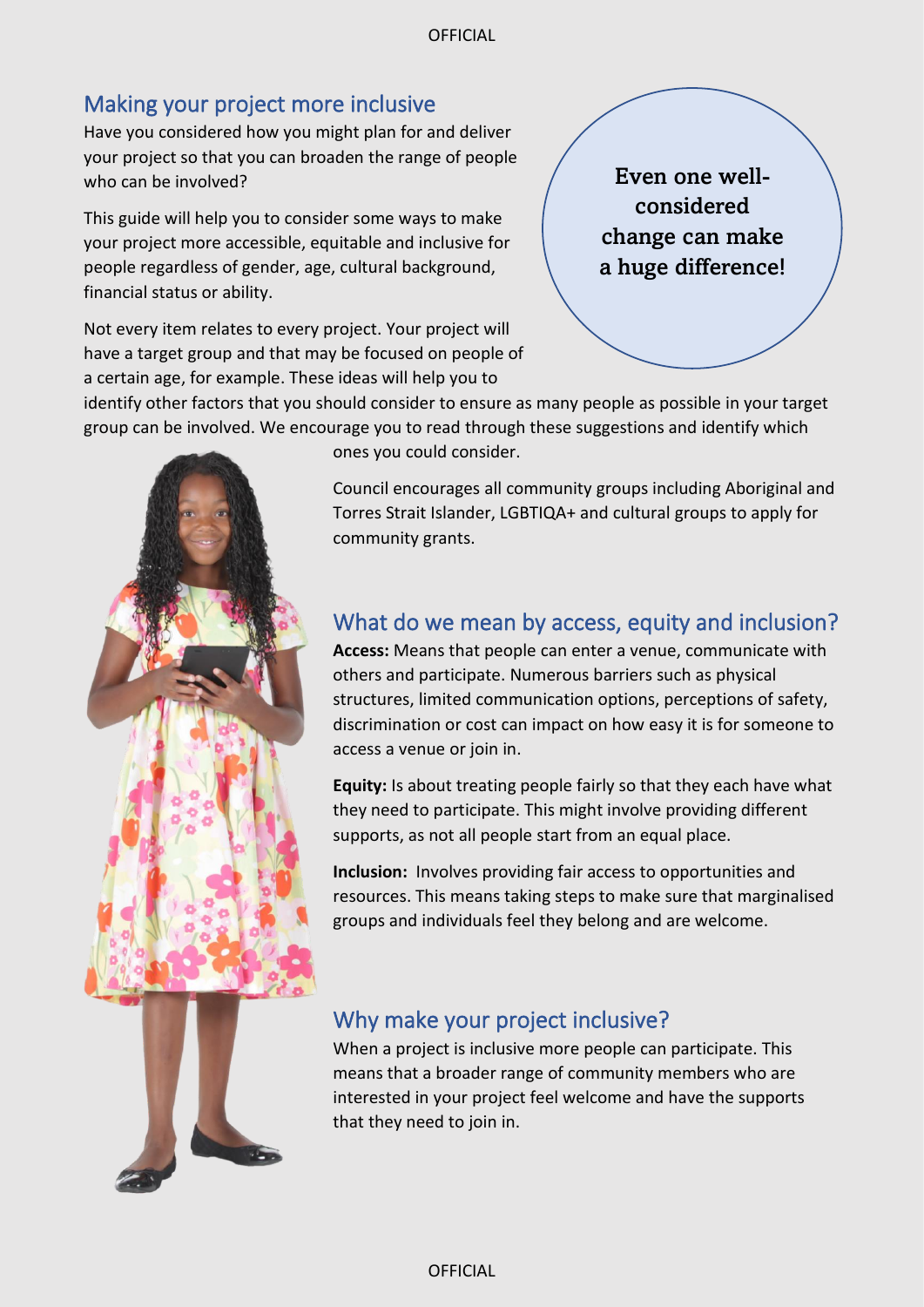## Making your project more inclusive

Have you considered how you might plan for and deliver your project so that you can broaden the range of people who can be involved?

This guide will help you to consider some ways to make your project more accessible, equitable and inclusive for people regardless of gender, age, cultural background, financial status or ability.

**Even one well-considered change can make a huge difference!**

Not every item relates to every project. Your project will have a target group and that may be focused on people of a certain age, for example. These ideas will help you to identify other factors that you should consider to ensure as many people as possible in your target group can be involved. We encourage you to read through these suggestions and identify which ones you could consider.

Council encourages all community groups including Aboriginal and Torres Strait Islander, LGBTIQA+ and cultural groups to apply for community grants.

## What do we mean by access, equity and inclusion?

**Access:** Means that people can enter a venue, communicate with others and participate. Numerous barriers such as physical structures, limited communication options, perceptions of safety, discrimination or cost can impact on how easy it is for someone to access a venue or join in.

**Equity:** Is about treating people fairly so that they each have what they need to participate. This might involve providing different supports, as not all people start from an equal place.

**Inclusion:** Involves providing fair access to opportunities and resources. This means taking steps to make sure that marginalised groups and individuals feel they belong and are welcome.

## Why make your project inclusive?

When a project is inclusive more people can participate. This means that a broader range of community members who are interested in your project feel welcome and have the supports that they need to join in.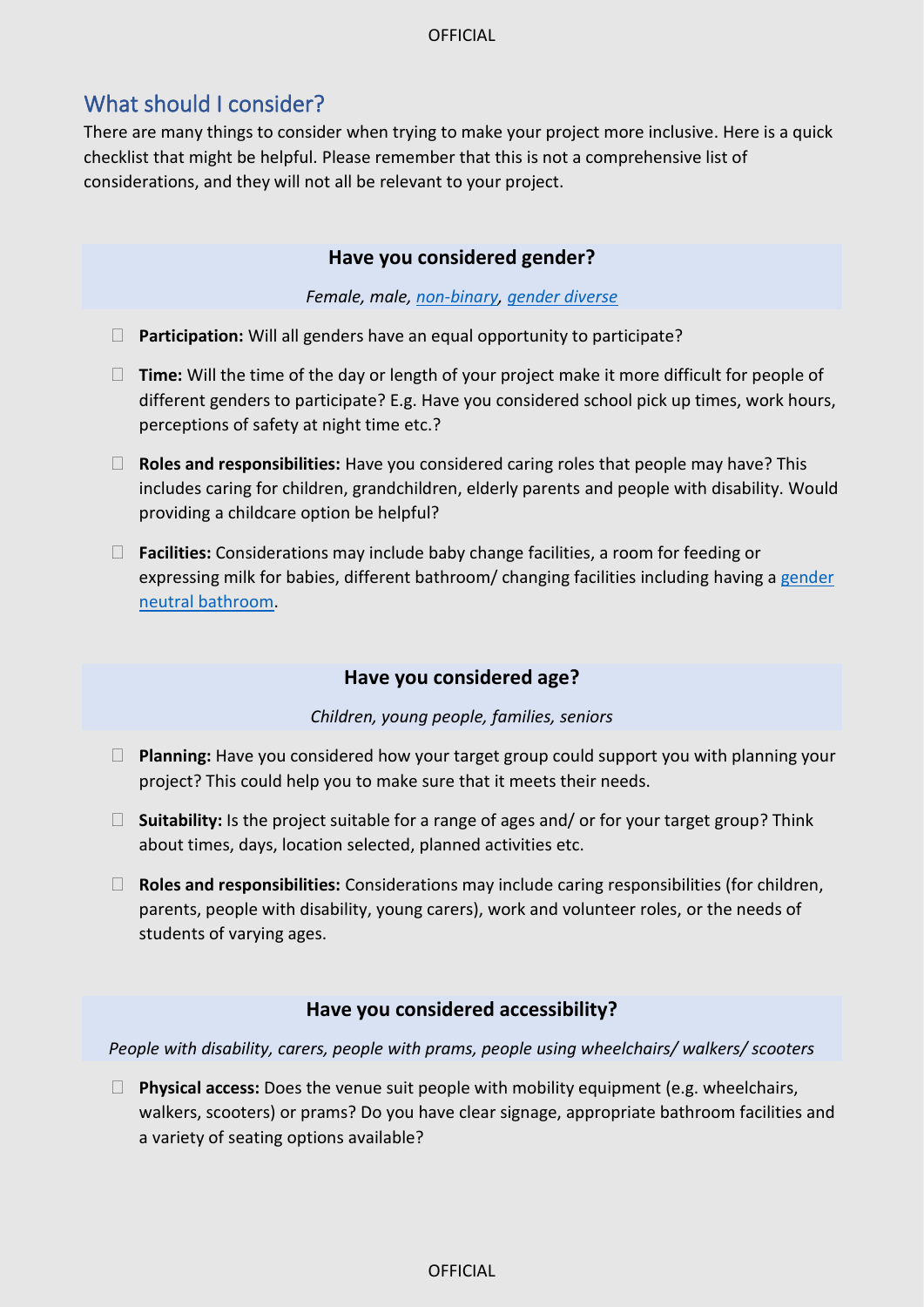## What should I consider?

There are many things to consider when trying to make your project more inclusive. Here is a quick checklist that might be helpful. Please remember that this is not a comprehensive list of considerations, and they will not all be relevant to your project.

### Have you considered gender?

*Female, male, non-binary, gender diverse*

- ☐ **Participation:** Will all genders have an equal opportunity to participate?
- ☐ **Time:** Will the time of the day or length of your project make it more difficult for people of different genders to participate? E.g. Have you considered school pick up times, work hours, perceptions of safety at night time etc.?
- ☐ **Roles and responsibilities:** Have you considered caring roles that people may have? This includes caring for children, grandchildren, elderly parents and people with disability. Would providing a childcare option be helpful?
- ☐ **Facilities:** Considerations may include baby change facilities, a room for feeding or expressing milk for babies, different bathroom/ changing facilities including having a gender neutral bathroom.

### Have you considered age?

*Children, young people, families, seniors*

- ☐ **Planning:** Have you considered how your target group could support you with planning your project? This could help you to make sure that it meets their needs.
- ☐ **Suitability:** Is the project suitable for a range of ages and/ or for your target group? Think about times, days, location selected, planned activities etc.
- ☐ **Roles and responsibilities:** Considerations may include caring responsibilities (for children, parents, people with disability, young carers), work and volunteer roles, or the needs of students of varying ages.

### Have you considered accessibility?

*People with disability, carers, people with prams, people using wheelchairs/ walkers/ scooters*

- ☐ **Physical access:** Does the venue suit people with mobility equipment (e.g. wheelchairs, walkers, scooters) or prams? Do you have clear signage, appropriate bathroom facilities and a variety of seating options available?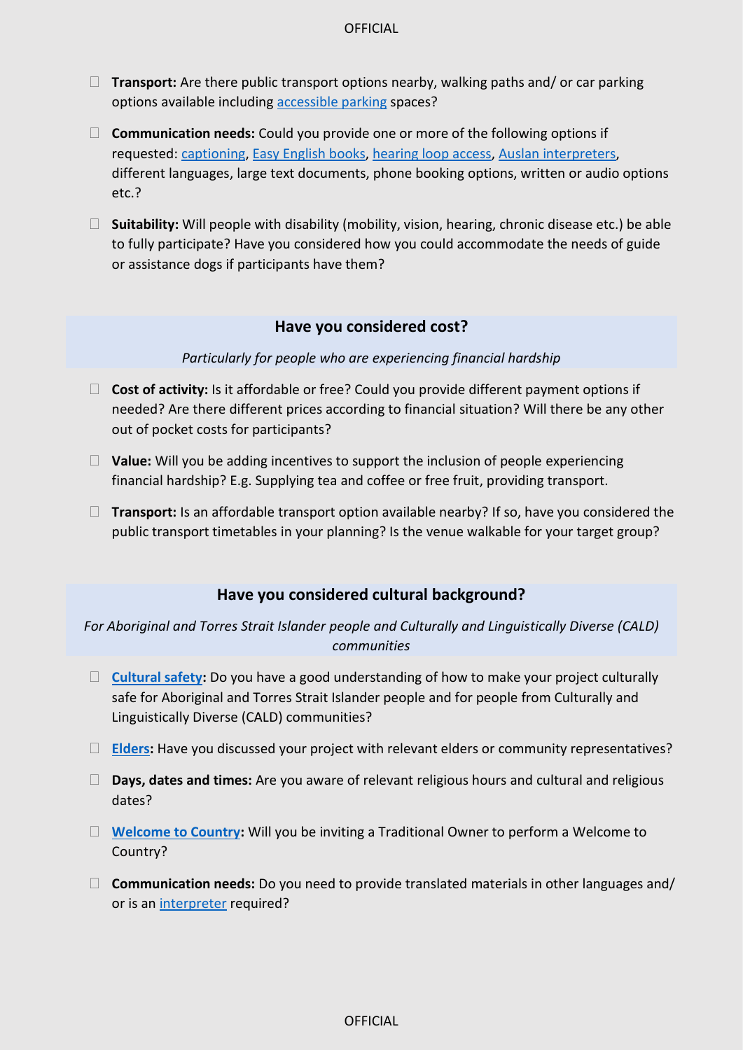- ☐ **Transport:** Are there public transport options nearby, walking paths and/ or car parking options available including accessible parking spaces?
- ☐ **Communication needs:** Could you provide one or more of the following options if requested: captioning, Easy English books, hearing loop access, Auslan interpreters, different languages, large text documents, phone booking options, written or audio options etc.?
- ☐ **Suitability:** Will people with disability (mobility, vision, hearing, chronic disease etc.) be able to fully participate? Have you considered how you could accommodate the needs of guide or assistance dogs if participants have them?

## Have you considered cost?

*Particularly for people who are experiencing financial hardship*

- ☐ **Cost of activity:** Is it affordable or free? Could you provide different payment options if needed? Are there different prices according to financial situation? Will there be any other out of pocket costs for participants?
- ☐ **Value:** Will you be adding incentives to support the inclusion of people experiencing financial hardship? E.g. Supplying tea and coffee or free fruit, providing transport.
- ☐ **Transport:** Is an affordable transport option available nearby? If so, have you considered the public transport timetables in your planning? Is the venue walkable for your target group?

## Have you considered cultural background?

*For Aboriginal and Torres Strait Islander people and Culturally and Linguistically Diverse (CALD) communities*

- ☐ **Cultural safety:** Do you have a good understanding of how to make your project culturally safe for Aboriginal and Torres Strait Islander people and for people from Culturally and Linguistically Diverse (CALD) communities?
- ☐ **Elders:** Have you discussed your project with relevant elders or community representatives?
- ☐ **Days, dates and times:** Are you aware of relevant religious hours and cultural and religious dates?
- ☐ **Welcome to Country:** Will you be inviting a Traditional Owner to perform a Welcome to Country?
- ☐ **Communication needs:** Do you need to provide translated materials in other languages and/ or is an interpreter required?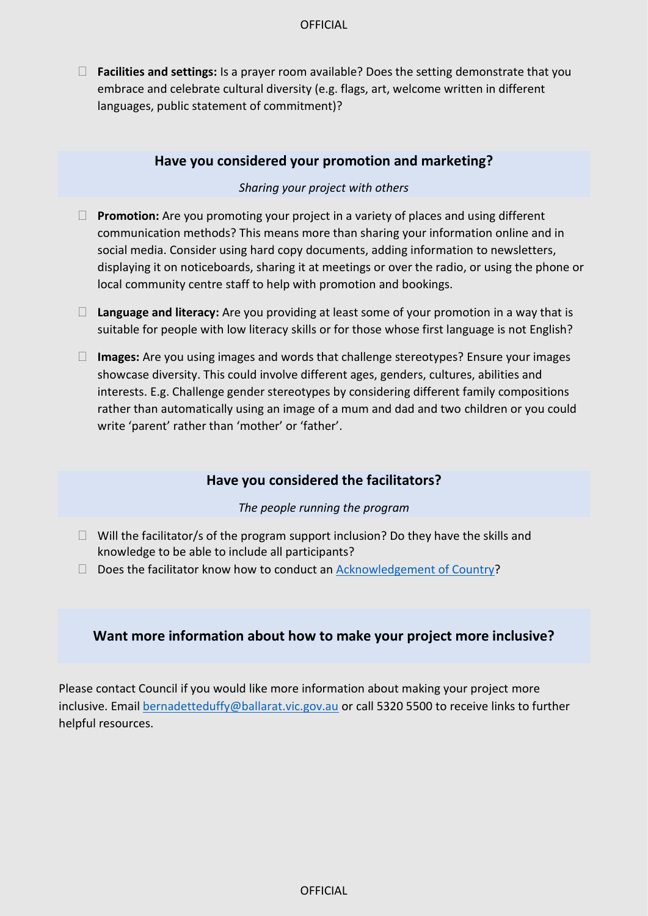- **Facilities and settings:** Is a prayer room available? Does the setting demonstrate that you embrace and celebrate cultural diversity (e.g. flags, art, welcome written in different languages, public statement of commitment)?

## Have you considered your promotion and marketing?

*Sharing your project with others*

- **Promotion:** Are you promoting your project in a variety of places and using different communication methods? This means more than sharing your information online and in social media. Consider using hard copy documents, adding information to newsletters, displaying it on noticeboards, sharing it at meetings or over the radio, or using the phone or local community centre staff to help with promotion and bookings.
- **Language and literacy:** Are you providing at least some of your promotion in a way that is suitable for people with low literacy skills or for those whose first language is not English?
- **Images:** Are you using images and words that challenge stereotypes? Ensure your images showcase diversity. This could involve different ages, genders, cultures, abilities and interests. E.g. Challenge gender stereotypes by considering different family compositions rather than automatically using an image of a mum and dad and two children or you could write 'parent' rather than 'mother' or 'father'.

## Have you considered the facilitators?

*The people running the program*

- Will the facilitator/s of the program support inclusion? Do they have the skills and knowledge to be able to include all participants?
- Does the facilitator know how to conduct an Acknowledgement of Country?

## Want more information about how to make your project more inclusive?

Please contact Council if you would like more information about making your project more inclusive. Email bernadetteduffy@ballarat.vic.gov.au or call 5320 5500 to receive links to further helpful resources.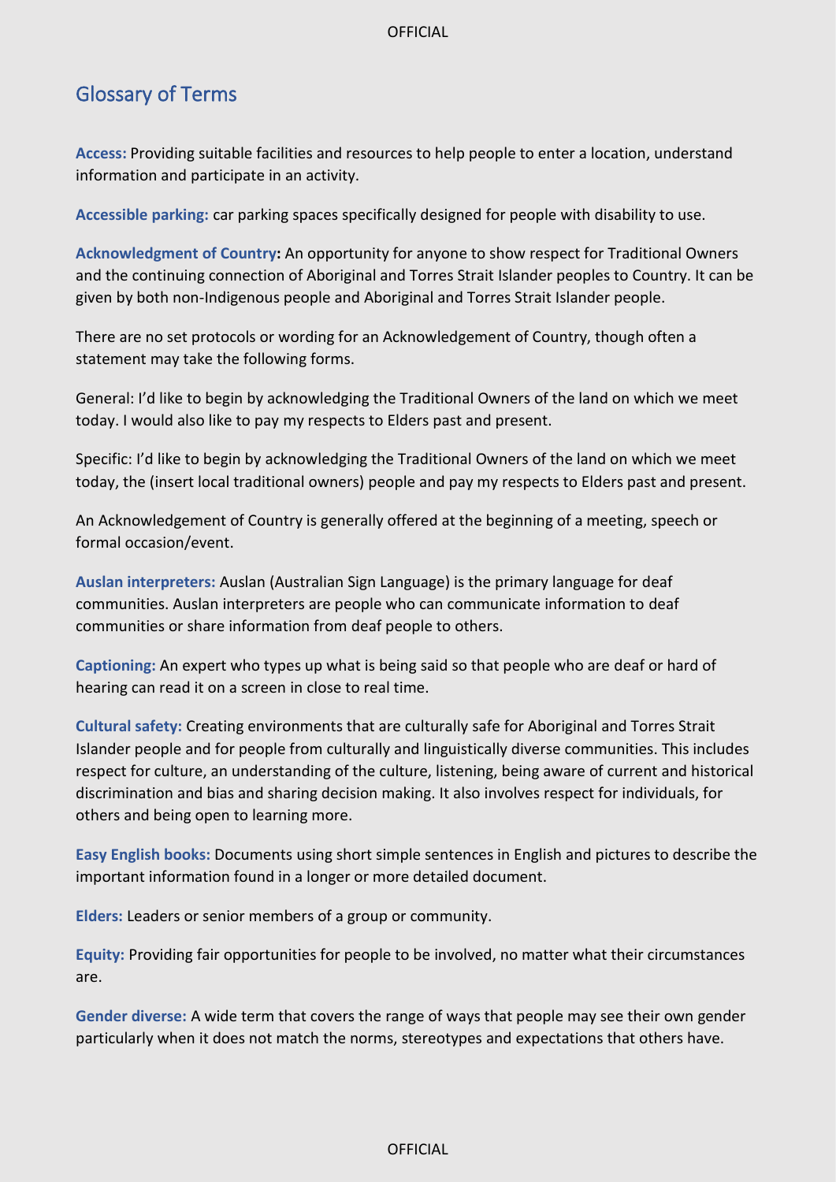## Glossary of Terms

**Access:** Providing suitable facilities and resources to help people to enter a location, understand information and participate in an activity.

**Accessible parking:** car parking spaces specifically designed for people with disability to use.

**Acknowledgment of Country:** An opportunity for anyone to show respect for Traditional Owners and the continuing connection of Aboriginal and Torres Strait Islander peoples to Country. It can be given by both non-Indigenous people and Aboriginal and Torres Strait Islander people.

There are no set protocols or wording for an Acknowledgement of Country, though often a statement may take the following forms.

General: I'd like to begin by acknowledging the Traditional Owners of the land on which we meet today. I would also like to pay my respects to Elders past and present.

Specific: I'd like to begin by acknowledging the Traditional Owners of the land on which we meet today, the (insert local traditional owners) people and pay my respects to Elders past and present.

An Acknowledgement of Country is generally offered at the beginning of a meeting, speech or formal occasion/event.

**Auslan interpreters:** Auslan (Australian Sign Language) is the primary language for deaf communities. Auslan interpreters are people who can communicate information to deaf communities or share information from deaf people to others.

**Captioning:** An expert who types up what is being said so that people who are deaf or hard of hearing can read it on a screen in close to real time.

**Cultural safety:** Creating environments that are culturally safe for Aboriginal and Torres Strait Islander people and for people from culturally and linguistically diverse communities. This includes respect for culture, an understanding of the culture, listening, being aware of current and historical discrimination and bias and sharing decision making. It also involves respect for individuals, for others and being open to learning more.

**Easy English books:** Documents using short simple sentences in English and pictures to describe the important information found in a longer or more detailed document.

**Elders:** Leaders or senior members of a group or community.

**Equity:** Providing fair opportunities for people to be involved, no matter what their circumstances are.

**Gender diverse:** A wide term that covers the range of ways that people may see their own gender particularly when it does not match the norms, stereotypes and expectations that others have.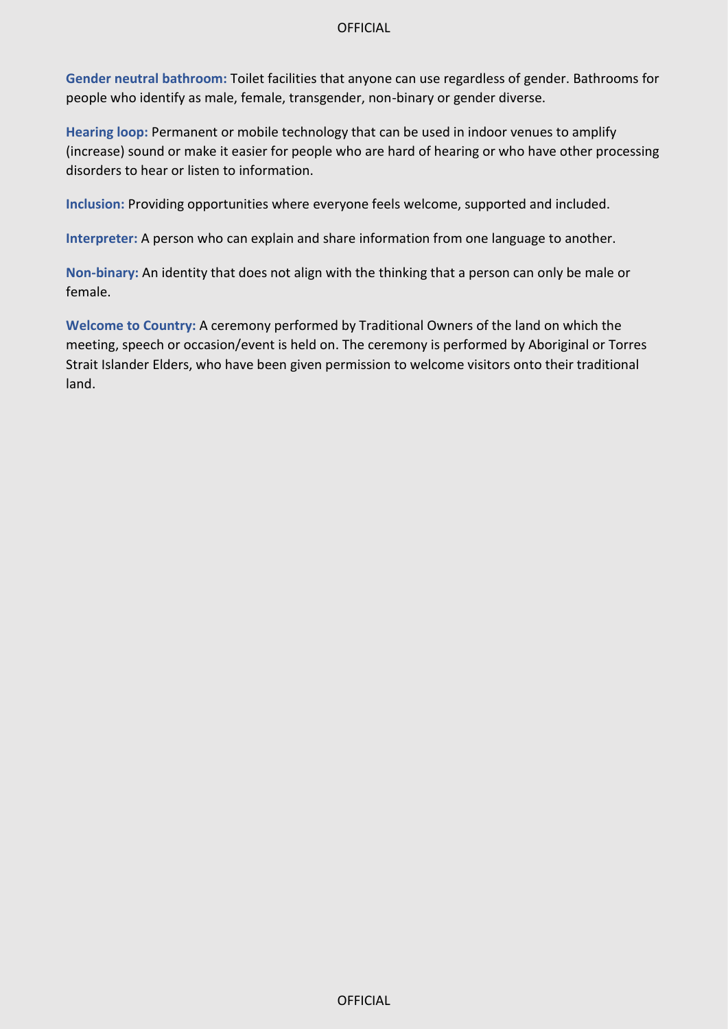**Gender neutral bathroom:** Toilet facilities that anyone can use regardless of gender. Bathrooms for people who identify as male, female, transgender, non-binary or gender diverse.

**Hearing loop:** Permanent or mobile technology that can be used in indoor venues to amplify (increase) sound or make it easier for people who are hard of hearing or who have other processing disorders to hear or listen to information.

**Inclusion:** Providing opportunities where everyone feels welcome, supported and included.

**Interpreter:** A person who can explain and share information from one language to another.

**Non-binary:** An identity that does not align with the thinking that a person can only be male or female.

**Welcome to Country:** A ceremony performed by Traditional Owners of the land on which the meeting, speech or occasion/event is held on. The ceremony is performed by Aboriginal or Torres Strait Islander Elders, who have been given permission to welcome visitors onto their traditional land.